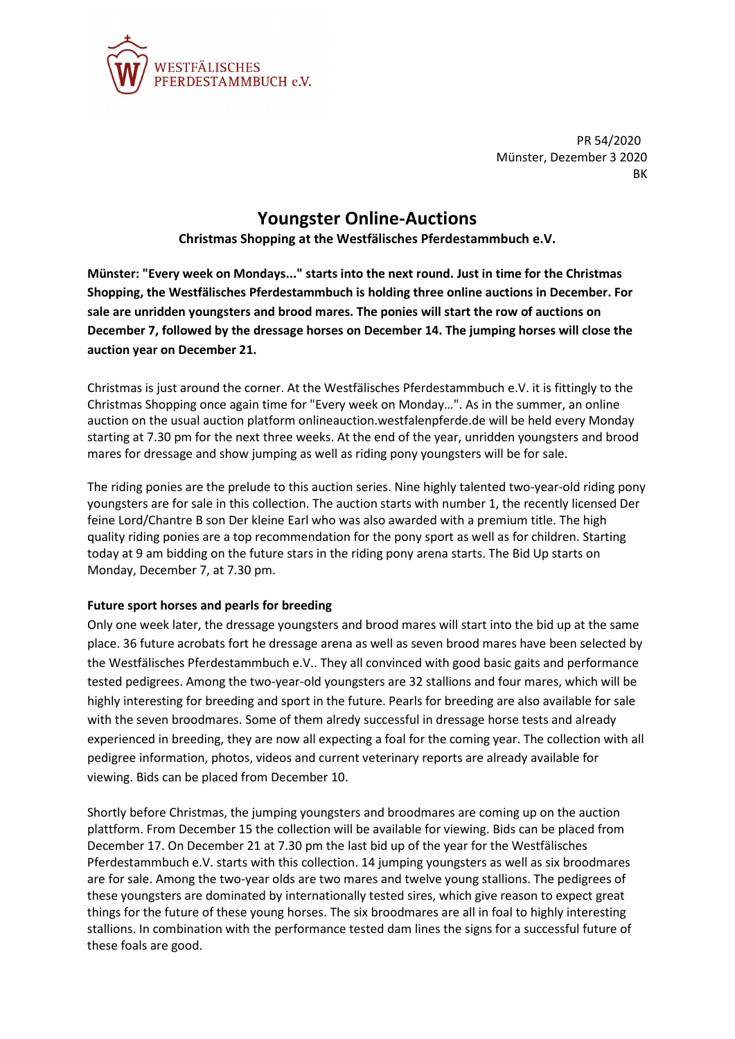WESTFÄLISCHES
PFERDESTAMMBUCH e.V.

PR 54/2020
Münster, Dezember 3 2020
BK

# Youngster Online-Auctions

**Christmas Shopping at the Westfälisches Pferdestammbuch e.V.**

**Münster: "Every week on Mondays..." starts into the next round. Just in time for the Christmas Shopping, the Westfälisches Pferdestammbuch is holding three online auctions in December. For sale are unridden youngsters and brood mares. The ponies will start the row of auctions on December 7, followed by the dressage horses on December 14. The jumping horses will close the auction year on December 21.**

Christmas is just around the corner. At the Westfälisches Pferdestammbuch e.V. it is fittingly to the Christmas Shopping once again time for "Every week on Monday…". As in the summer, an online auction on the usual auction platform onlineauction.westfalenpferde.de will be held every Monday starting at 7.30 pm for the next three weeks. At the end of the year, unridden youngsters and brood mares for dressage and show jumping as well as riding pony youngsters will be for sale.

The riding ponies are the prelude to this auction series. Nine highly talented two-year-old riding pony youngsters are for sale in this collection. The auction starts with number 1, the recently licensed Der feine Lord/Chantre B son Der kleine Earl who was also awarded with a premium title. The high quality riding ponies are a top recommendation for the pony sport as well as for children. Starting today at 9 am bidding on the future stars in the riding pony arena starts. The Bid Up starts on Monday, December 7, at 7.30 pm.

**Future sport horses and pearls for breeding**

Only one week later, the dressage youngsters and brood mares will start into the bid up at the same place. 36 future acrobats fort he dressage arena as well as seven brood mares have been selected by the Westfälisches Pferdestammbuch e.V.. They all convinced with good basic gaits and performance tested pedigrees. Among the two-year-old youngsters are 32 stallions and four mares, which will be highly interesting for breeding and sport in the future. Pearls for breeding are also available for sale with the seven broodmares. Some of them alredy successful in dressage horse tests and already experienced in breeding, they are now all expecting a foal for the coming year. The collection with all pedigree information, photos, videos and current veterinary reports are already available for viewing. Bids can be placed from December 10.

Shortly before Christmas, the jumping youngsters and broodmares are coming up on the auction plattform. From December 15 the collection will be available for viewing. Bids can be placed from December 17. On December 21 at 7.30 pm the last bid up of the year for the Westfälisches Pferdestammbuch e.V. starts with this collection. 14 jumping youngsters as well as six broodmares are for sale. Among the two-year olds are two mares and twelve young stallions. The pedigrees of these youngsters are dominated by internationally tested sires, which give reason to expect great things for the future of these young horses. The six broodmares are all in foal to highly interesting stallions. In combination with the performance tested dam lines the signs for a successful future of these foals are good.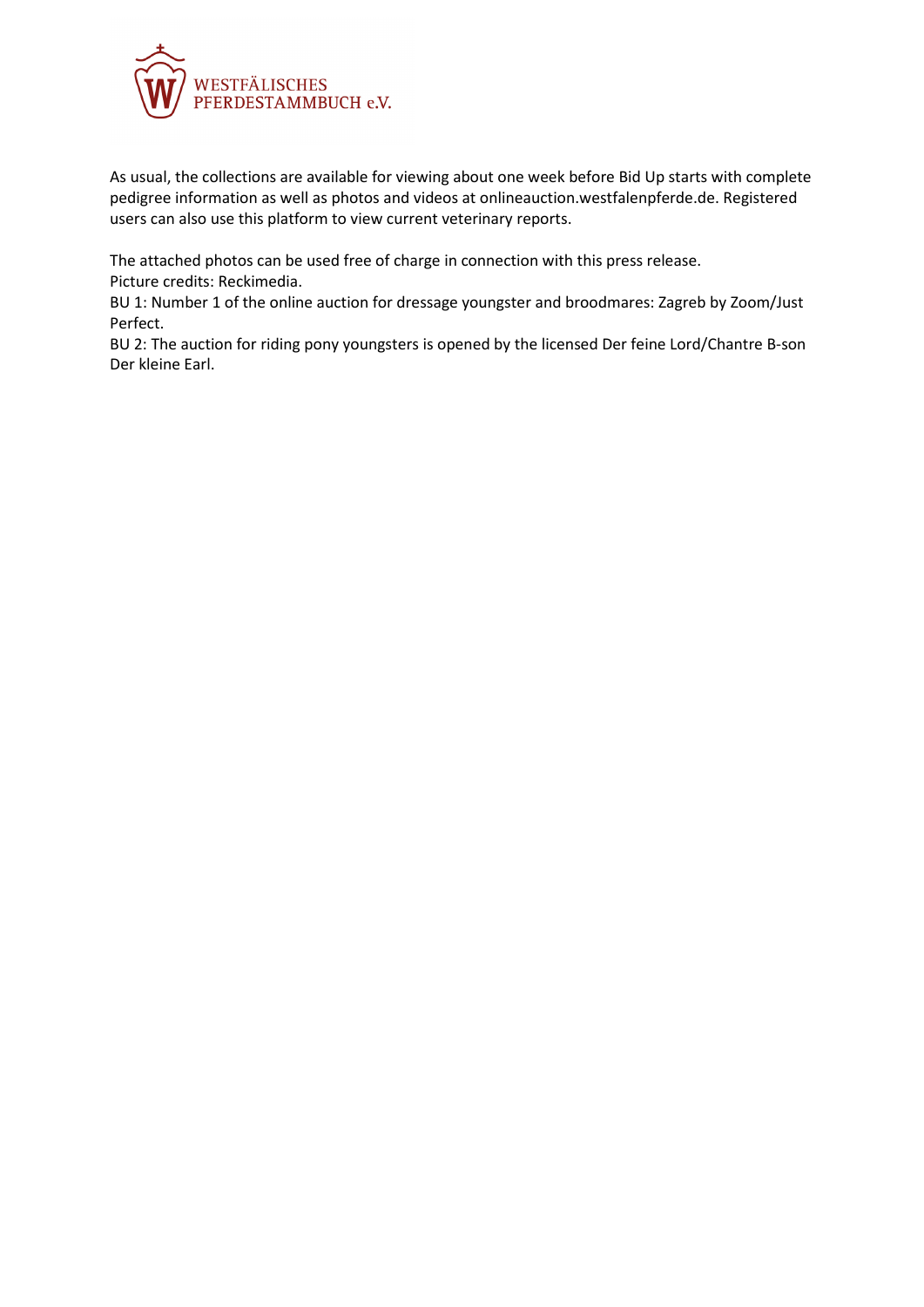As usual, the collections are available for viewing about one week before Bid Up starts with complete pedigree information as well as photos and videos at onlineauction.westfalenpferde.de. Registered users can also use this platform to view current veterinary reports.

The attached photos can be used free of charge in connection with this press release.
Picture credits: Reckimedia.
BU 1: Number 1 of the online auction for dressage youngster and broodmares: Zagreb by Zoom/Just Perfect.
BU 2: The auction for riding pony youngsters is opened by the licensed Der feine Lord/Chantre B-son Der kleine Earl.